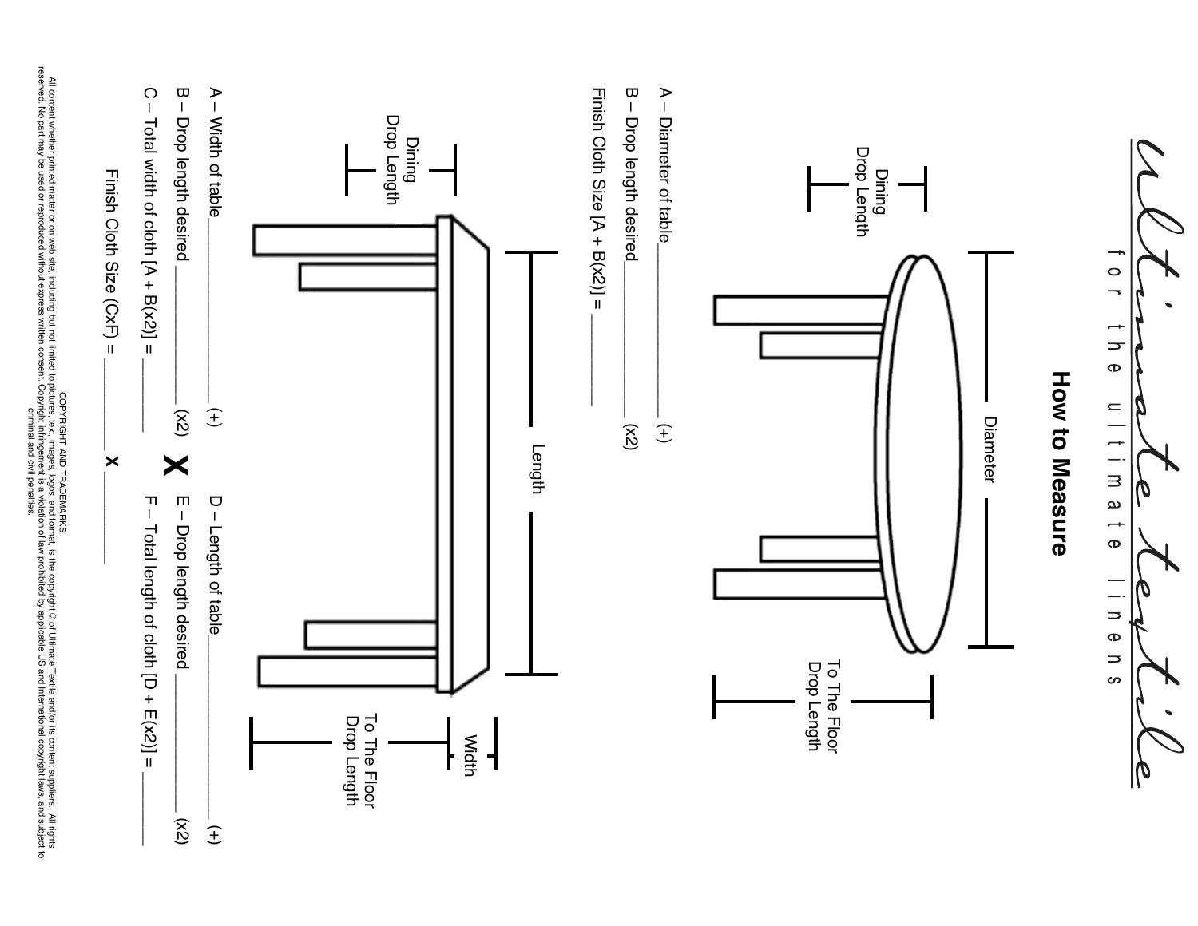Ultimate Textile

for the ultimate linens

# How to Measure

Dining Drop Length

Diameter

To The Floor Drop Length

A – Diameter of table__________ (+)

B – Drop length desired__________ (x2)

Finish Cloth Size [A + B(x2)] = ________

Dining Drop Length

Length

Width

To The Floor Drop Length

A – Width of table__________ (+)

B – Drop length desired __________ (x2)

C – Total width of cloth [A + B(x2)] = ________

**X**

D – Length of table__________ (+)

E – Drop length desired __________ (x2)

F – Total length of cloth [D + E(x2)] = ________

Finish Cloth Size (CxF) = __________ x __________

COPYRIGHT AND TRADEMARKS

All content whether printed matter or on web site, including but not limited to pictures, text, images, logos, and format, is the copyright © of Ultimate Textile and/or its content suppliers. All rights reserved. No part may be used or reproduced without express written consent. Copyright infringement is a violation of law prohibited by applicable US and International copyright laws, and subject to criminal and civil penalties.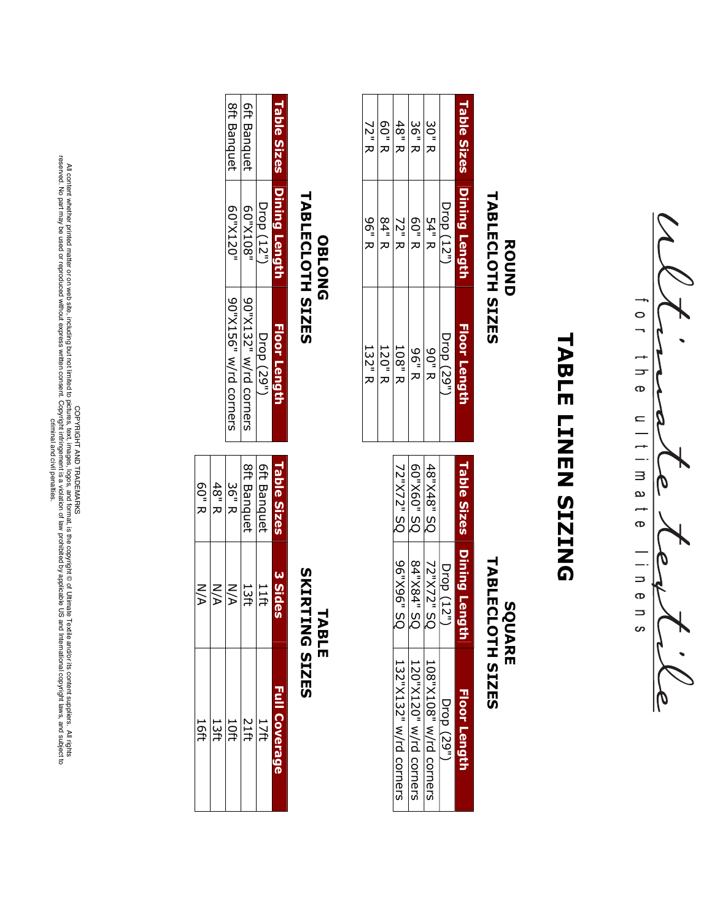Ultimate Textile

for the ultimate linens

# TABLE LINEN SIZING

## ROUND TABLECLOTH SIZES

| Table Sizes | Dining Length | Floor Length |
|---|---|---|
| | Drop (12") | Drop (29") |
| 30" R | 54" R | 90" R |
| 36" R | 60" R | 96" R |
| 48" R | 72" R | 108" R |
| 60" R | 84" R | 120" R |
| 72" R | 96" R | 132" R |

## SQUARE TABLECLOTH SIZES

| Table Sizes | Dining Length | Floor Length |
|---|---|---|
| | Drop (12") | Drop (29") |
| 48"X48" SQ | 72"X72" SQ | 108"X108" w/rd corners |
| 60"X60" SQ | 84"X84" SQ | 120"X120" w/rd corners |
| 72"X72" SQ | 96"X96" SQ | 132"X132" w/rd corners |

## OBLONG TABLECLOTH SIZES

| Table Sizes | Dining Length | Floor Length |
|---|---|---|
| | Drop (12") | Drop (29") |
| 6ft Banquet | 60"X108" | 90"X132" w/rd corners |
| 8ft Banquet | 60"X120" | 90"X156" w/rd corners |

## TABLE SKIRTING SIZES

| Table Sizes | 3 Sides | Full Coverage |
|---|---|---|
| 6ft Banquet | 11ft | 17ft |
| 8ft Banquet | 13ft | 21ft |
| 36" R | N/A | 10ft |
| 48" R | N/A | 13ft |
| 60" R | N/A | 16ft |

COPYRIGHT AND TRADEMARKS

All content whether printed matter or on web site, including but not limited to pictures, text, images, logos, and format, is the copyright © of Ultimate Textile and/or its content suppliers. All rights reserved. No part may be used or reproduced without express written consent. Copyright infringement is a violation of law prohibited by applicable US and International copyright laws, and subject to criminal and civil penalties.